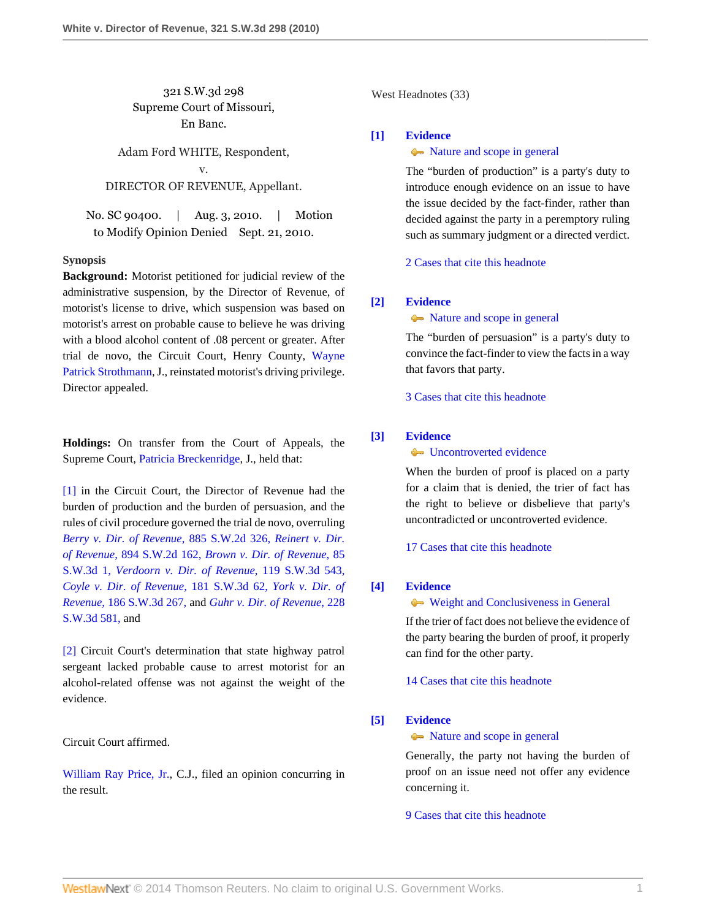321 S.W.3d 298
Supreme Court of Missouri,
En Banc.

Adam Ford WHITE, Respondent,
v.
DIRECTOR OF REVENUE, Appellant.

No. SC 90400. | Aug. 3, 2010. | Motion to Modify Opinion Denied Sept. 21, 2010.

**Synopsis**

**Background:** Motorist petitioned for judicial review of the administrative suspension, by the Director of Revenue, of motorist's license to drive, which suspension was based on motorist's arrest on probable cause to believe he was driving with a blood alcohol content of .08 percent or greater. After trial de novo, the Circuit Court, Henry County, Wayne Patrick Strothmann, J., reinstated motorist's driving privilege. Director appealed.

**Holdings:** On transfer from the Court of Appeals, the Supreme Court, Patricia Breckenridge, J., held that:

[1] in the Circuit Court, the Director of Revenue had the burden of production and the burden of persuasion, and the rules of civil procedure governed the trial de novo, overruling *Berry v. Dir. of Revenue,* 885 S.W.2d 326, *Reinert v. Dir. of Revenue,* 894 S.W.2d 162, *Brown v. Dir. of Revenue,* 85 S.W.3d 1, *Verdoorn v. Dir. of Revenue,* 119 S.W.3d 543, *Coyle v. Dir. of Revenue,* 181 S.W.3d 62, *York v. Dir. of Revenue,* 186 S.W.3d 267, and *Guhr v. Dir. of Revenue,* 228 S.W.3d 581, and

[2] Circuit Court's determination that state highway patrol sergeant lacked probable cause to arrest motorist for an alcohol-related offense was not against the weight of the evidence.

Circuit Court affirmed.

William Ray Price, Jr., C.J., filed an opinion concurring in the result.

West Headnotes (33)

**[1] Evidence**
Nature and scope in general

The "burden of production" is a party's duty to introduce enough evidence on an issue to have the issue decided by the fact-finder, rather than decided against the party in a peremptory ruling such as summary judgment or a directed verdict.

2 Cases that cite this headnote

**[2] Evidence**
Nature and scope in general

The "burden of persuasion" is a party's duty to convince the fact-finder to view the facts in a way that favors that party.

3 Cases that cite this headnote

**[3] Evidence**
Uncontroverted evidence

When the burden of proof is placed on a party for a claim that is denied, the trier of fact has the right to believe or disbelieve that party's uncontradicted or uncontroverted evidence.

17 Cases that cite this headnote

**[4] Evidence**
Weight and Conclusiveness in General

If the trier of fact does not believe the evidence of the party bearing the burden of proof, it properly can find for the other party.

14 Cases that cite this headnote

**[5] Evidence**
Nature and scope in general

Generally, the party not having the burden of proof on an issue need not offer any evidence concerning it.

9 Cases that cite this headnote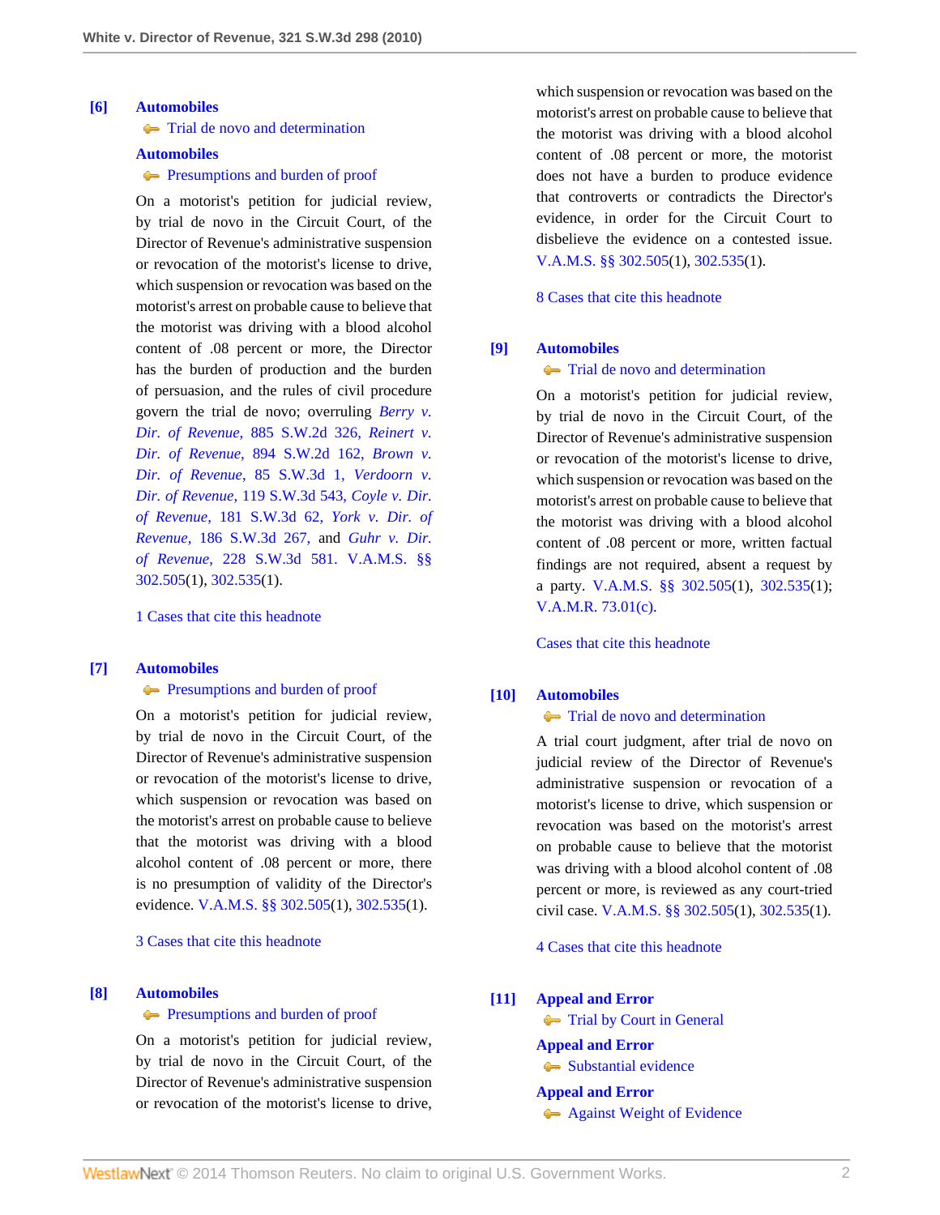**[6]** **Automobiles**
 Trial de novo and determination

**Automobiles**
 Presumptions and burden of proof

On a motorist's petition for judicial review, by trial de novo in the Circuit Court, of the Director of Revenue's administrative suspension or revocation of the motorist's license to drive, which suspension or revocation was based on the motorist's arrest on probable cause to believe that the motorist was driving with a blood alcohol content of .08 percent or more, the Director has the burden of production and the burden of persuasion, and the rules of civil procedure govern the trial de novo; overruling *Berry v. Dir. of Revenue,* 885 S.W.2d 326, *Reinert v. Dir. of Revenue,* 894 S.W.2d 162, *Brown v. Dir. of Revenue,* 85 S.W.3d 1, *Verdoorn v. Dir. of Revenue,* 119 S.W.3d 543, *Coyle v. Dir. of Revenue,* 181 S.W.3d 62, *York v. Dir. of Revenue,* 186 S.W.3d 267, and *Guhr v. Dir. of Revenue,* 228 S.W.3d 581. V.A.M.S. §§ 302.505(1), 302.535(1).

1 Cases that cite this headnote

**[7]** **Automobiles**
 Presumptions and burden of proof

On a motorist's petition for judicial review, by trial de novo in the Circuit Court, of the Director of Revenue's administrative suspension or revocation of the motorist's license to drive, which suspension or revocation was based on the motorist's arrest on probable cause to believe that the motorist was driving with a blood alcohol content of .08 percent or more, there is no presumption of validity of the Director's evidence. V.A.M.S. §§ 302.505(1), 302.535(1).

3 Cases that cite this headnote

**[8]** **Automobiles**
 Presumptions and burden of proof

On a motorist's petition for judicial review, by trial de novo in the Circuit Court, of the Director of Revenue's administrative suspension or revocation of the motorist's license to drive, which suspension or revocation was based on the motorist's arrest on probable cause to believe that the motorist was driving with a blood alcohol content of .08 percent or more, the motorist does not have a burden to produce evidence that controverts or contradicts the Director's evidence, in order for the Circuit Court to disbelieve the evidence on a contested issue. V.A.M.S. §§ 302.505(1), 302.535(1).

8 Cases that cite this headnote

**[9]** **Automobiles**
 Trial de novo and determination

On a motorist's petition for judicial review, by trial de novo in the Circuit Court, of the Director of Revenue's administrative suspension or revocation of the motorist's license to drive, which suspension or revocation was based on the motorist's arrest on probable cause to believe that the motorist was driving with a blood alcohol content of .08 percent or more, written factual findings are not required, absent a request by a party. V.A.M.S. §§ 302.505(1), 302.535(1); V.A.M.R. 73.01(c).

Cases that cite this headnote

**[10]** **Automobiles**
 Trial de novo and determination

A trial court judgment, after trial de novo on judicial review of the Director of Revenue's administrative suspension or revocation of a motorist's license to drive, which suspension or revocation was based on the motorist's arrest on probable cause to believe that the motorist was driving with a blood content of .08 percent or more, is reviewed as any court-tried civil case. V.A.M.S. §§ 302.505(1), 302.535(1).

4 Cases that cite this headnote

**[11]** **Appeal and Error**
 Trial by Court in General

**Appeal and Error**
 Substantial evidence

**Appeal and Error**
 Against Weight of Evidence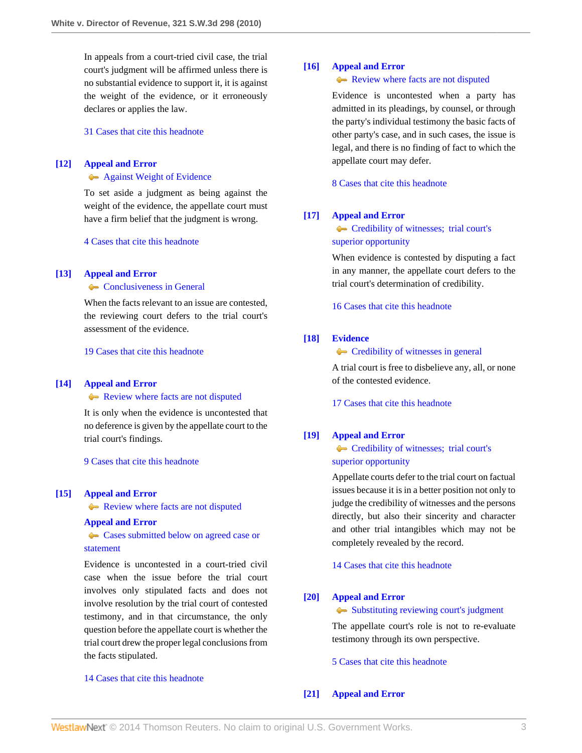In appeals from a court-tried civil case, the trial court's judgment will be affirmed unless there is no substantial evidence to support it, it is against the weight of the evidence, or it erroneously declares or applies the law.

31 Cases that cite this headnote

**[12] Appeal and Error**
Against Weight of Evidence

To set aside a judgment as being against the weight of the evidence, the appellate court must have a firm belief that the judgment is wrong.

4 Cases that cite this headnote

**[13] Appeal and Error**
Conclusiveness in General

When the facts relevant to an issue are contested, the reviewing court defers to the trial court's assessment of the evidence.

19 Cases that cite this headnote

**[14] Appeal and Error**
Review where facts are not disputed

It is only when the evidence is uncontested that no deference is given by the appellate court to the trial court's findings.

9 Cases that cite this headnote

**[15] Appeal and Error**
Review where facts are not disputed

**Appeal and Error**
Cases submitted below on agreed case or statement

Evidence is uncontested in a court-tried civil case when the issue before the trial court involves only stipulated facts and does not involve resolution by the trial court of contested testimony, and in that circumstance, the only question before the appellate court is whether the trial court drew the proper legal conclusions from the facts stipulated.

14 Cases that cite this headnote

**[16] Appeal and Error**
Review where facts are not disputed

Evidence is uncontested when a party has admitted in its pleadings, by counsel, or through the party's individual testimony the basic facts of other party's case, and in such cases, the issue is legal, and there is no finding of fact to which the appellate court may defer.

8 Cases that cite this headnote

**[17] Appeal and Error**
Credibility of witnesses; trial court's superior opportunity

When evidence is contested by disputing a fact in any manner, the appellate court defers to the trial court's determination of credibility.

16 Cases that cite this headnote

**[18] Evidence**
Credibility of witnesses in general

A trial court is free to disbelieve any, all, or none of the contested evidence.

17 Cases that cite this headnote

**[19] Appeal and Error**
Credibility of witnesses; trial court's superior opportunity

Appellate courts defer to the trial court on factual issues because it is in a better position not only to judge the credibility of witnesses and the persons directly, but also their sincerity and character and other trial intangibles which may not be completely revealed by the record.

14 Cases that cite this headnote

**[20] Appeal and Error**
Substituting reviewing court's judgment

The appellate court's role is not to re-evaluate testimony through its own perspective.

5 Cases that cite this headnote

**[21] Appeal and Error**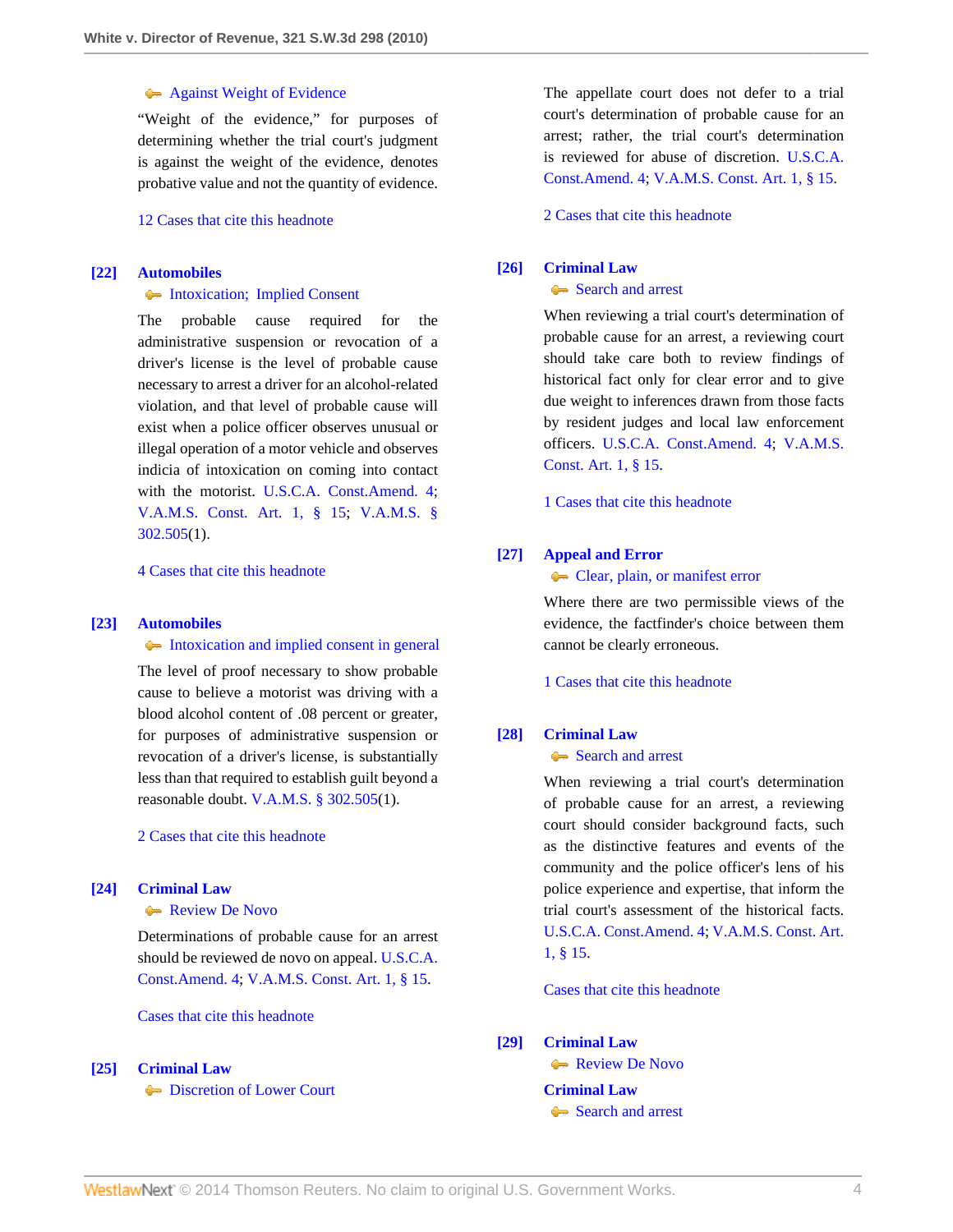Against Weight of Evidence

"Weight of the evidence," for purposes of determining whether the trial court's judgment is against the weight of the evidence, denotes probative value and not the quantity of evidence.

12 Cases that cite this headnote

**[22] Automobiles**

Intoxication; Implied Consent

The probable cause required for the administrative suspension or revocation of a driver's license is the level of probable cause necessary to arrest a driver for an alcohol-related violation, and that level of probable cause will exist when a police officer observes unusual or illegal operation of a motor vehicle and observes indicia of intoxication on coming into contact with the motorist. U.S.C.A. Const.Amend. 4; V.A.M.S. Const. Art. 1, § 15; V.A.M.S. § 302.505(1).

4 Cases that cite this headnote

**[23] Automobiles**

Intoxication and implied consent in general

The level of proof necessary to show probable cause to believe a motorist was driving with a blood alcohol content of .08 percent or greater, for purposes of administrative suspension or revocation of a driver's license, is substantially less than that required to establish guilt beyond a reasonable doubt. V.A.M.S. § 302.505(1).

2 Cases that cite this headnote

**[24] Criminal Law**

Review De Novo

Determinations of probable cause for an arrest should be reviewed de novo on appeal. U.S.C.A. Const.Amend. 4; V.A.M.S. Const. Art. 1, § 15.

Cases that cite this headnote

**[25] Criminal Law**

Discretion of Lower Court

The appellate court does not defer to a trial court's determination of probable cause for an arrest; rather, the trial court's determination is reviewed for abuse of discretion. U.S.C.A. Const.Amend. 4; V.A.M.S. Const. Art. 1, § 15.

2 Cases that cite this headnote

**[26] Criminal Law**

Search and arrest

When reviewing a trial court's determination of probable cause for an arrest, a reviewing court should take care both to review findings of historical fact only for clear error and to give due weight to inferences drawn from those facts by resident judges and local law enforcement officers. U.S.C.A. Const.Amend. 4; V.A.M.S. Const. Art. 1, § 15.

1 Cases that cite this headnote

**[27] Appeal and Error**

Clear, plain, or manifest error

Where there are two permissible views of the evidence, the factfinder's choice between them cannot be clearly erroneous.

1 Cases that cite this headnote

**[28] Criminal Law**

Search and arrest

When reviewing a trial court's determination of probable cause for an arrest, a reviewing court should consider background facts, such as the distinctive features and events of the community and the police officer's lens of his police experience and expertise, that inform the trial court's assessment of the historical facts. U.S.C.A. Const.Amend. 4; V.A.M.S. Const. Art. 1, § 15.

Cases that cite this headnote

**[29] Criminal Law**

Review De Novo

**Criminal Law**

Search and arrest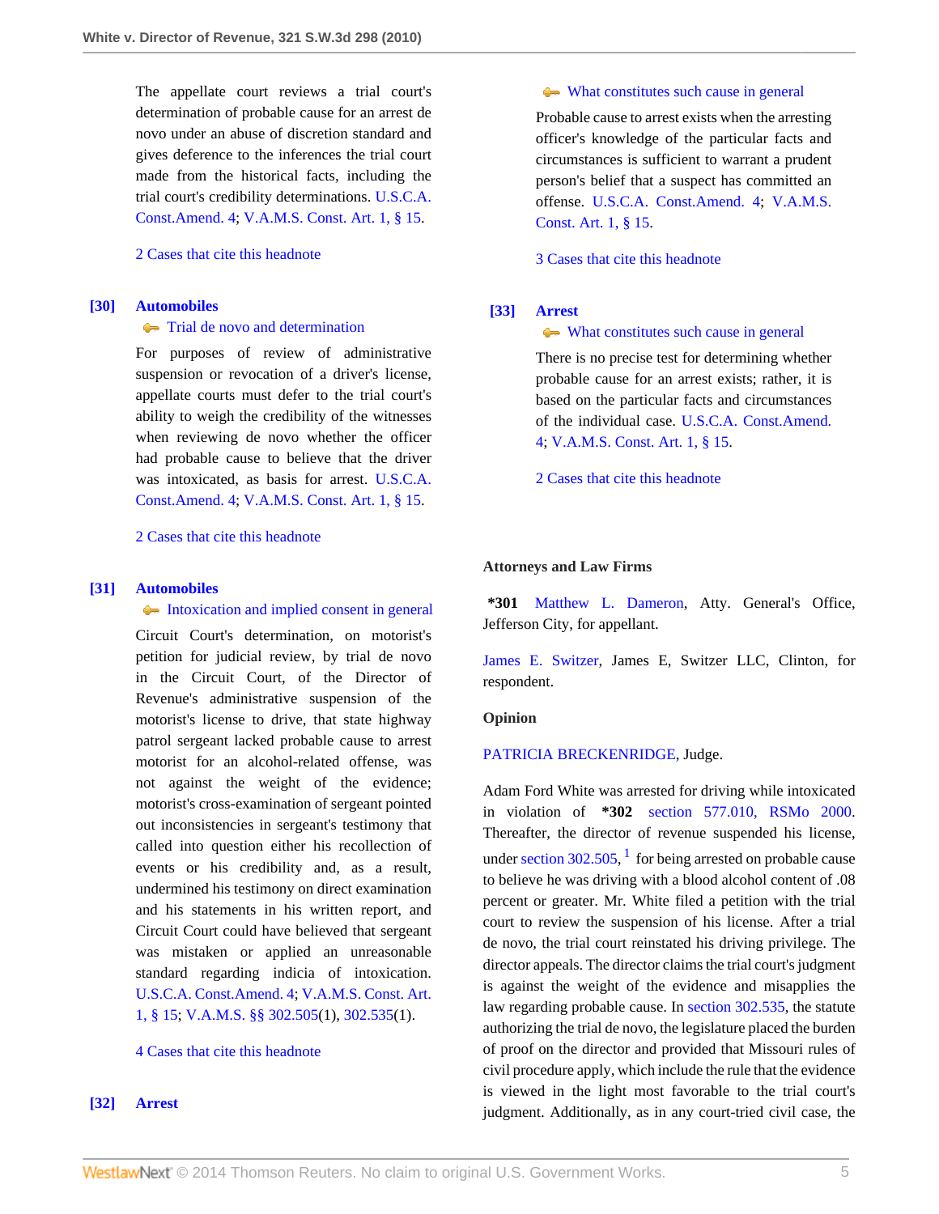The appellate court reviews a trial court's determination of probable cause for an arrest de novo under an abuse of discretion standard and gives deference to the inferences the trial court made from the historical facts, including the trial court's credibility determinations. U.S.C.A. Const.Amend. 4; V.A.M.S. Const. Art. 1, § 15.

2 Cases that cite this headnote

**[30]** **Automobiles**
Trial de novo and determination

For purposes of review of administrative suspension or revocation of a driver's license, appellate courts must defer to the trial court's ability to weigh the credibility of the witnesses when reviewing de novo whether the officer had probable cause to believe that the driver was intoxicated, as basis for arrest. U.S.C.A. Const.Amend. 4; V.A.M.S. Const. Art. 1, § 15.

2 Cases that cite this headnote

**[31]** **Automobiles**
Intoxication and implied consent in general

Circuit Court's determination, on motorist's petition for judicial review, by trial de novo in the Circuit Court, of the Director of Revenue's administrative suspension of the motorist's license to drive, that state highway patrol sergeant lacked probable cause to arrest motorist for an alcohol-related offense, was not against the weight of the evidence; motorist's cross-examination of sergeant pointed out inconsistencies in sergeant's testimony that called into question either his recollection of events or his credibility and, as a result, undermined his testimony on direct examination and his statements in his written report, and Circuit Court could have believed that sergeant was mistaken or applied an unreasonable standard regarding indicia of intoxication. U.S.C.A. Const.Amend. 4; V.A.M.S. Const. Art. 1, § 15; V.A.M.S. §§ 302.505(1), 302.535(1).

4 Cases that cite this headnote

**[32]** **Arrest**
What constitutes such cause in general

Probable cause to arrest exists when the arresting officer's knowledge of the particular facts and circumstances is sufficient to warrant a prudent person's belief that a suspect has committed an offense. U.S.C.A. Const.Amend. 4; V.A.M.S. Const. Art. 1, § 15.

3 Cases that cite this headnote

**[33]** **Arrest**
What constitutes such cause in general

There is no precise test for determining whether probable cause for an arrest exists; rather, it is based on the particular facts and circumstances of the individual case. U.S.C.A. Const.Amend. 4; V.A.M.S. Const. Art. 1, § 15.

2 Cases that cite this headnote

**Attorneys and Law Firms**

**\*301** Matthew L. Dameron, Atty. General's Office, Jefferson City, for appellant.

James E. Switzer, James E, Switzer LLC, Clinton, for respondent.

**Opinion**

PATRICIA BRECKENRIDGE, Judge.

Adam Ford White was arrested for driving while intoxicated in violation of **\*302** section 577.010, RSMo 2000. Thereafter, the director of revenue suspended his license, under section 302.505,[1] for being arrested on probable cause to believe he was driving with a blood alcohol content of .08 percent or greater. Mr. White filed a petition with the trial court to review the suspension of his license. After a trial de novo, the trial court reinstated his driving privilege. The director appeals. The director claims the trial court's judgment is against the weight of the evidence and misapplies the law regarding probable cause. In section 302.535, the statute authorizing the trial de novo, the legislature placed the burden of proof on the director and provided that Missouri rules of civil procedure apply, which include the rule that the evidence is viewed in the light most favorable to the trial court's judgment. Additionally, as in any court-tried civil case, the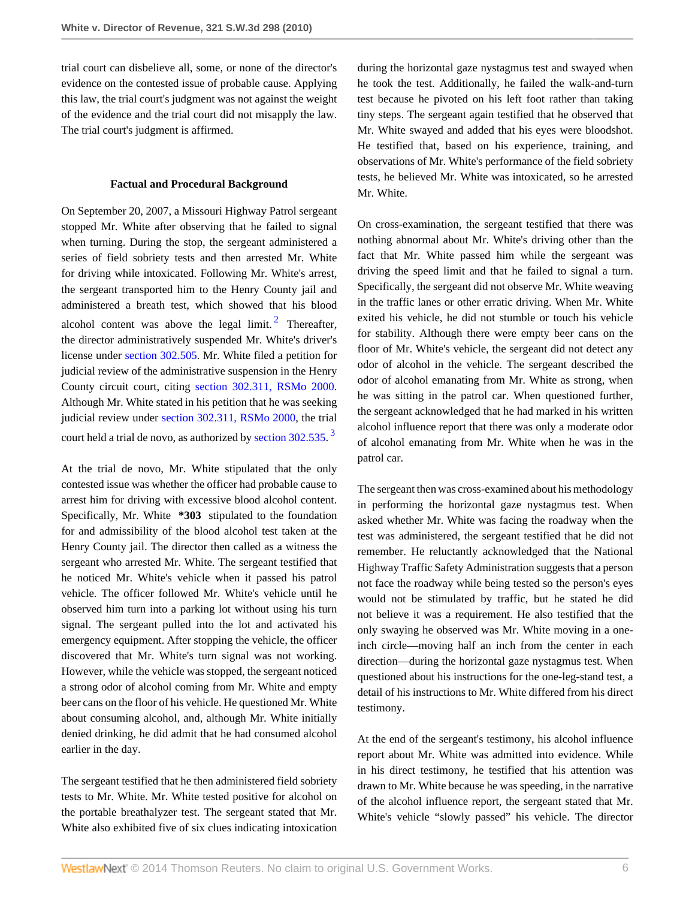trial court can disbelieve all, some, or none of the director's evidence on the contested issue of probable cause. Applying this law, the trial court's judgment was not against the weight of the evidence and the trial court did not misapply the law. The trial court's judgment is affirmed.

## Factual and Procedural Background

On September 20, 2007, a Missouri Highway Patrol sergeant stopped Mr. White after observing that he failed to signal when turning. During the stop, the sergeant administered a series of field sobriety tests and then arrested Mr. White for driving while intoxicated. Following Mr. White's arrest, the sergeant transported him to the Henry County jail and administered a breath test, which showed that his blood alcohol content was above the legal limit.[2] Thereafter, the director administratively suspended Mr. White's driver's license under section 302.505. Mr. White filed a petition for judicial review of the administrative suspension in the Henry County circuit court, citing section 302.311, RSMo 2000. Although Mr. White stated in his petition that he was seeking judicial review under section 302.311, RSMo 2000, the trial court held a trial de novo, as authorized by section 302.535.[3]

At the trial de novo, Mr. White stipulated that the only contested issue was whether the officer had probable cause to arrest him for driving with excessive blood alcohol content. Specifically, Mr. White **\*303** stipulated to the foundation for and admissibility of the blood alcohol test taken at the Henry County jail. The director then called as a witness the sergeant who arrested Mr. White. The sergeant testified that he noticed Mr. White's vehicle when it passed his patrol vehicle. The officer followed Mr. White's vehicle until he observed him turn into a parking lot without using his turn signal. The sergeant pulled into the lot and activated his emergency equipment. After stopping the vehicle, the officer discovered that Mr. White's turn signal was not working. However, while the vehicle was stopped, the sergeant noticed a strong odor of alcohol coming from Mr. White and empty beer cans on the floor of his vehicle. He questioned Mr. White about consuming alcohol, and, although Mr. White initially denied drinking, he did admit that he had consumed alcohol earlier in the day.

The sergeant testified that he then administered field sobriety tests to Mr. White. Mr. White tested positive for alcohol on the portable breathalyzer test. The sergeant stated that Mr. White also exhibited five of six clues indicating intoxication during the horizontal gaze nystagmus test and swayed when he took the test. Additionally, he failed the walk-and-turn test because he pivoted on his left foot rather than taking tiny steps. The sergeant again testified that he observed that Mr. White swayed and added that his eyes were bloodshot. He testified that, based on his experience, training, and observations of Mr. White's performance of the field sobriety tests, he believed Mr. White was intoxicated, so he arrested Mr. White.

On cross-examination, the sergeant testified that there was nothing abnormal about Mr. White's driving other than the fact that Mr. White passed him while the sergeant was driving the speed limit and that he failed to signal a turn. Specifically, the sergeant did not observe Mr. White weaving in the traffic lanes or other erratic driving. When Mr. White exited his vehicle, he did not stumble or touch his vehicle for stability. Although there were empty beer cans on the floor of Mr. White's vehicle, the sergeant did not detect any odor of alcohol in the vehicle. The sergeant described the odor of alcohol emanating from Mr. White as strong, when he was sitting in the patrol car. When questioned further, the sergeant acknowledged that he had marked in his written alcohol influence report that there was only a moderate odor of alcohol emanating from Mr. White when he was in the patrol car.

The sergeant then was cross-examined about his methodology in performing the horizontal gaze nystagmus test. When asked whether Mr. White was facing the roadway when the test was administered, the sergeant testified that he did not remember. He reluctantly acknowledged that the National Highway Traffic Safety Administration suggests that a person not face the roadway while being tested so the person's eyes would not be stimulated by traffic, but he stated he did not believe it was a requirement. He also testified that the only swaying he observed was Mr. White moving in a one-inch circle—moving half an inch from the center in each direction—during the horizontal gaze nystagmus test. When questioned about his instructions for the one-leg-stand test, a detail of his instructions to Mr. White differed from his direct testimony.

At the end of the sergeant's testimony, his alcohol influence report about Mr. White was admitted into evidence. While in his direct testimony, he testified that his attention was drawn to Mr. White because he was speeding, in the narrative of the alcohol influence report, the sergeant stated that Mr. White's vehicle "slowly passed" his vehicle. The director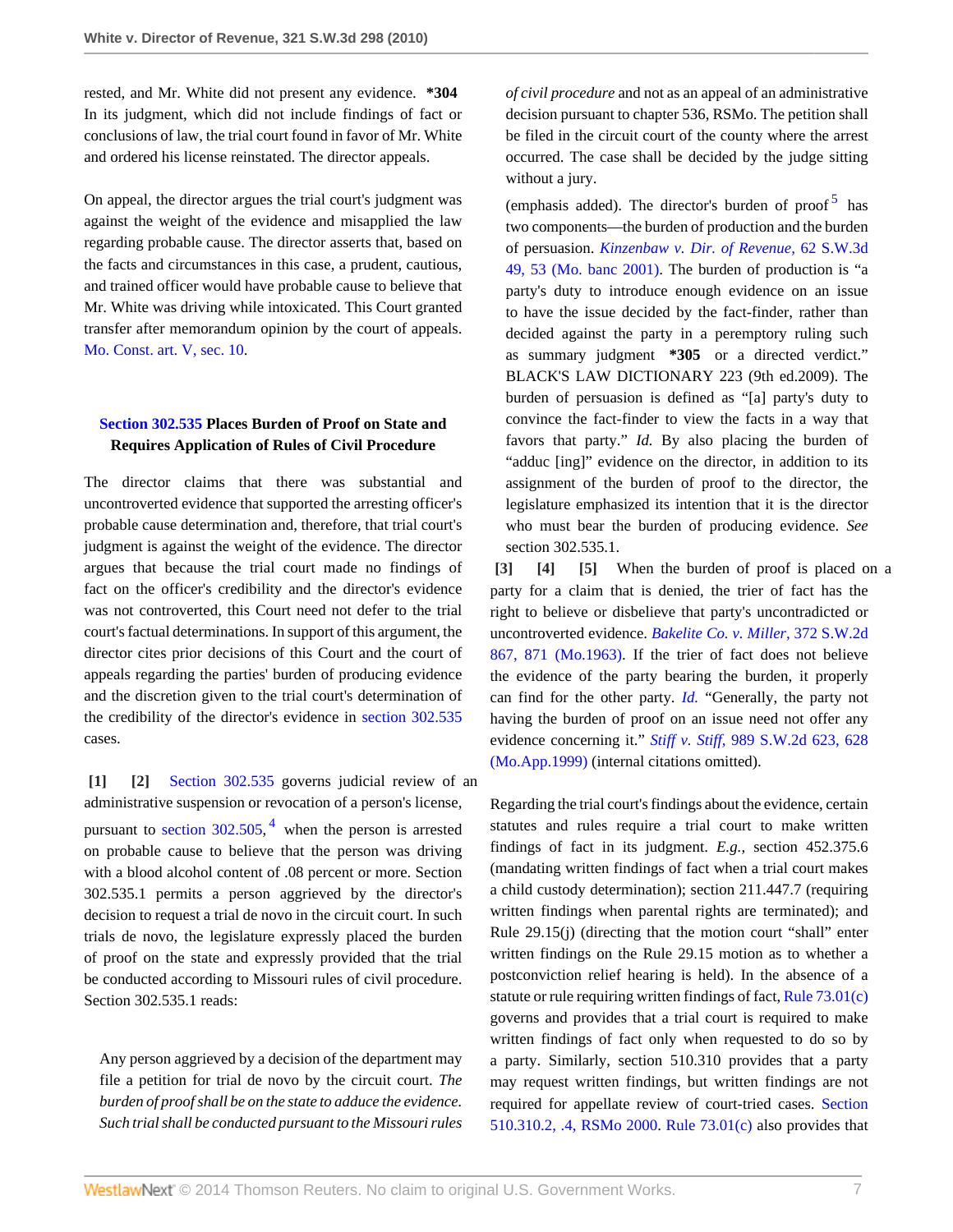rested, and Mr. White did not present any evidence. **\*304** In its judgment, which did not include findings of fact or conclusions of law, the trial court found in favor of Mr. White and ordered his license reinstated. The director appeals.

On appeal, the director argues the trial court's judgment was against the weight of the evidence and misapplied the law regarding probable cause. The director asserts that, based on the facts and circumstances in this case, a prudent, cautious, and trained officer would have probable cause to believe that Mr. White was driving while intoxicated. This Court granted transfer after memorandum opinion by the court of appeals. Mo. Const. art. V, sec. 10.

### Section 302.535 Places Burden of Proof on State and Requires Application of Rules of Civil Procedure

The director claims that there was substantial and uncontroverted evidence that supported the arresting officer's probable cause determination and, therefore, that trial court's judgment is against the weight of the evidence. The director argues that because the trial court made no findings of fact on the officer's credibility and the director's evidence was not controverted, this Court need not defer to the trial court's factual determinations. In support of this argument, the director cites prior decisions of this Court and the court of appeals regarding the parties' burden of producing evidence and the discretion given to the trial court's determination of the credibility of the director's evidence in section 302.535 cases.

**[1]** **[2]** Section 302.535 governs judicial review of an administrative suspension or revocation of a person's license, pursuant to section 302.505,[4] when the person is arrested on probable cause to believe that the person was driving with a blood alcohol content of .08 percent or more. Section 302.535.1 permits a person aggrieved by the director's decision to request a trial de novo in the circuit court. In such trials de novo, the legislature expressly placed the burden of proof on the state and expressly provided that the trial be conducted according to Missouri rules of civil procedure. Section 302.535.1 reads:

> Any person aggrieved by a decision of the department may file a petition for trial de novo by the circuit court. *The burden of proof shall be on the state to adduce the evidence. Such trial shall be conducted pursuant to the Missouri rules of civil procedure* and not as an appeal of an administrative decision pursuant to chapter 536, RSMo. The petition shall be filed in the circuit court of the county where the arrest occurred. The case shall be decided by the judge sitting without a jury.

(emphasis added). The director's burden of proof[5] has two components—the burden of production and the burden of persuasion. *Kinzenbaw v. Dir. of Revenue,* 62 S.W.3d 49, 53 (Mo. banc 2001). The burden of production is "a party's duty to introduce enough evidence on an issue to have the issue decided by the fact-finder, rather than decided against the party in a peremptory ruling such as summary judgment **\*305** or a directed verdict." BLACK'S LAW DICTIONARY 223 (9th ed.2009). The burden of persuasion is defined as "[a] party's duty to convince the fact-finder to view the facts in a way that favors that party." *Id.* By also placing the burden of "adduc [ing]" evidence on the director, in addition to its assignment of the burden of proof to the director, the legislature emphasized its intention that it is the director who must bear the burden of producing evidence. *See* section 302.535.1.

**[3]** **[4]** **[5]** When the burden of proof is placed on a party for a claim that is denied, the trier of fact has the right to believe or disbelieve that party's uncontradicted or uncontroverted evidence. *Bakelite Co. v. Miller,* 372 S.W.2d 867, 871 (Mo.1963). If the trier of fact does not believe the evidence of the party bearing the burden, it properly can find for the other party. *Id.* "Generally, the party not having the burden of proof on an issue need not offer any evidence concerning it." *Stiff v. Stiff,* 989 S.W.2d 623, 628 (Mo.App.1999) (internal citations omitted).

Regarding the trial court's findings about the evidence, certain statutes and rules require a trial court to make written findings of fact in its judgment. *E.g.,* section 452.375.6 (mandating written findings of fact when a trial court makes a child custody determination); section 211.447.7 (requiring written findings when parental rights are terminated); and Rule 29.15(j) (directing that the motion court "shall" enter written findings on the Rule 29.15 motion as to whether a postconviction relief hearing is held). In the absence of a statute or rule requiring written findings of fact, Rule 73.01(c) governs and provides that a trial court is required to make written findings of fact only when requested to do so by a party. Similarly, section 510.310 provides that a party may request written findings, but written findings are not required for appellate review of court-tried cases. Section 510.310.2, .4, RSMo 2000. Rule 73.01(c) also provides that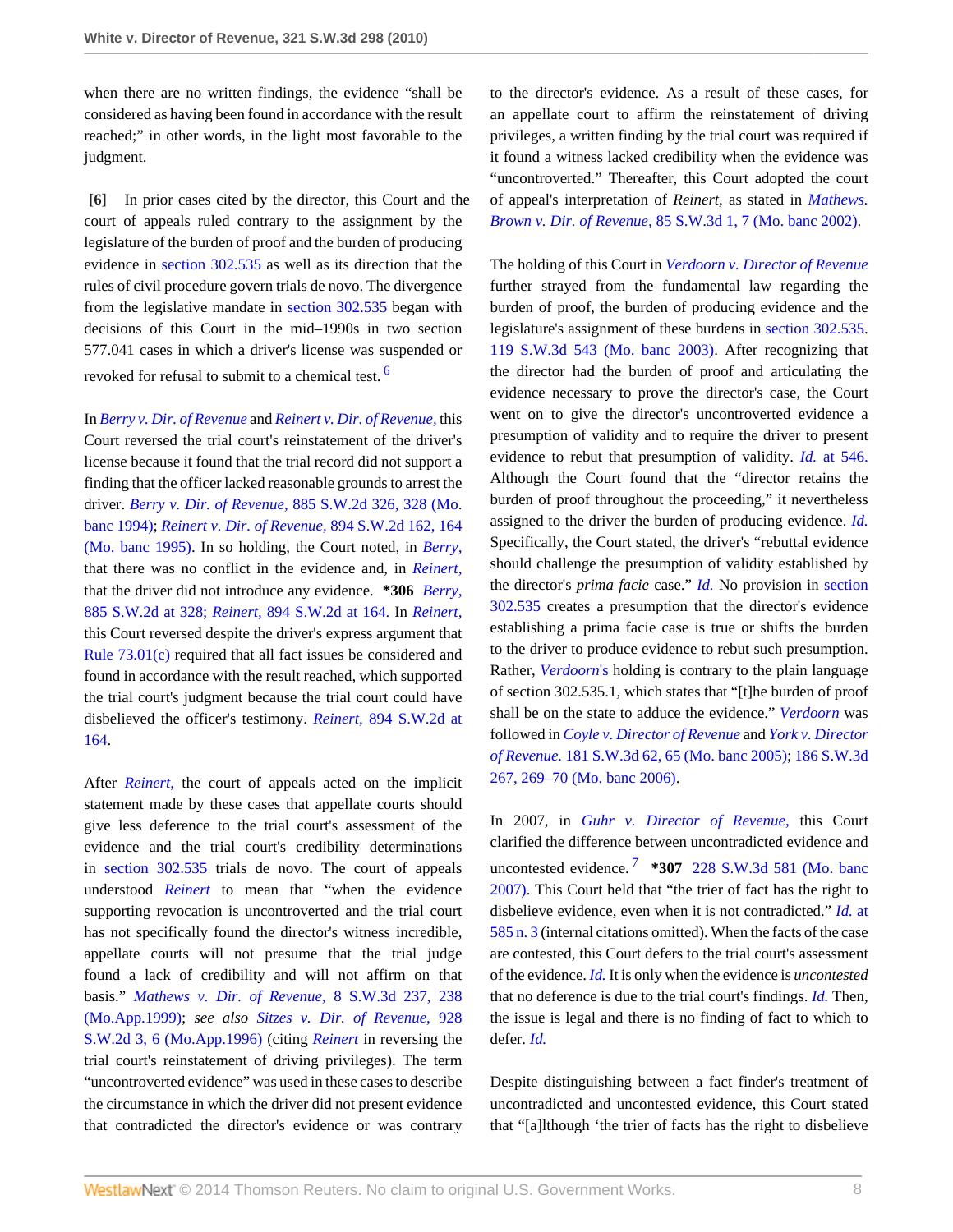when there are no written findings, the evidence "shall be considered as having been found in accordance with the result reached;" in other words, in the light most favorable to the judgment.

**[6]** In prior cases cited by the director, this Court and the court of appeals ruled contrary to the assignment by the legislature of the burden of proof and the burden of producing evidence in section 302.535 as well as its direction that the rules of civil procedure govern trials de novo. The divergence from the legislative mandate in section 302.535 began with decisions of this Court in the mid–1990s in two section 577.041 cases in which a driver's license was suspended or revoked for refusal to submit to a chemical test. [6]

In *Berry v. Dir. of Revenue* and *Reinert v. Dir. of Revenue,* this Court reversed the trial court's reinstatement of the driver's license because it found that the trial record did not support a finding that the officer lacked reasonable grounds to arrest the driver. *Berry v. Dir. of Revenue,* 885 S.W.2d 326, 328 (Mo. banc 1994); *Reinert v. Dir. of Revenue,* 894 S.W.2d 162, 164 (Mo. banc 1995). In so holding, the Court noted, in *Berry,* that there was no conflict in the evidence and, in *Reinert,* that the driver did not introduce any evidence. **\*306** *Berry,* 885 S.W.2d at 328; *Reinert,* 894 S.W.2d at 164. In *Reinert,* this Court reversed despite the driver's express argument that Rule 73.01(c) required that all fact issues be considered and found in accordance with the result reached, which supported the trial court's judgment because the trial court could have disbelieved the officer's testimony. *Reinert,* 894 S.W.2d at 164.

After *Reinert,* the court of appeals acted on the implicit statement made by these cases that appellate courts should give less deference to the trial court's assessment of the evidence and the trial court's credibility determinations in section 302.535 trials de novo. The court of appeals understood *Reinert* to mean that "when the evidence supporting revocation is uncontroverted and the trial court has not specifically found the director's witness incredible, appellate courts will not presume that the trial judge found a lack of credibility and will not affirm on that basis." *Mathews v. Dir. of Revenue,* 8 S.W.3d 237, 238 (Mo.App.1999); *see also Sitzes v. Dir. of Revenue,* 928 S.W.2d 3, 6 (Mo.App.1996) (citing *Reinert* in reversing the trial court's reinstatement of driving privileges). The term "uncontroverted evidence" was used in these cases to describe the circumstance in which the driver did not present evidence that contradicted the director's evidence or was contrary to the director's evidence. As a result of these cases, for an appellate court to affirm the reinstatement of driving privileges, a written finding by the trial court was required if it found a witness lacked credibility when the evidence was "uncontroverted." Thereafter, this Court adopted the court of appeal's interpretation of *Reinert,* as stated in *Mathews. Brown v. Dir. of Revenue,* 85 S.W.3d 1, 7 (Mo. banc 2002).

The holding of this Court in *Verdoorn v. Director of Revenue* further strayed from the fundamental law regarding the burden of proof, the burden of producing evidence and the legislature's assignment of these burdens in section 302.535. 119 S.W.3d 543 (Mo. banc 2003). After recognizing that the director had the burden of proof and articulating the evidence necessary to prove the director's case, the Court went on to give the director's uncontroverted evidence a presumption of validity and to require the driver to present evidence to rebut that presumption of validity. *Id.* at 546. Although the Court found that the "director retains the burden of proof throughout the proceeding," it nevertheless assigned to the driver the burden of producing evidence. *Id.* Specifically, the Court stated, the driver's "rebuttal evidence should challenge the presumption of validity established by the director's *prima facie* case." *Id.* No provision in section 302.535 creates a presumption that the director's evidence establishing a prima facie case is true or shifts the burden to the driver to produce evidence to rebut such presumption. Rather, *Verdoorn*'s holding is contrary to the plain language of section 302.535.1, which states that "[t]he burden of proof shall be on the state to adduce the evidence." *Verdoorn* was followed in *Coyle v. Director of Revenue* and *York v. Director of Revenue.* 181 S.W.3d 62, 65 (Mo. banc 2005); 186 S.W.3d 267, 269–70 (Mo. banc 2006).

In 2007, in *Guhr v. Director of Revenue,* this Court clarified the difference between uncontradicted evidence and uncontested evidence. [7] **\*307** 228 S.W.3d 581 (Mo. banc 2007). This Court held that "the trier of fact has the right to disbelieve evidence, even when it is not contradicted." *Id.* at 585 n. 3 (internal citations omitted). When the facts of the case are contested, this Court defers to the trial court's assessment of the evidence. *Id.* It is only when the evidence is *uncontested* that no deference is due to the trial court's findings. *Id.* Then, the issue is legal and there is no finding of fact to which to defer. *Id.*

Despite distinguishing between a fact finder's treatment of uncontradicted and uncontested evidence, this Court stated that "[a]lthough 'the trier of facts has the right to disbelieve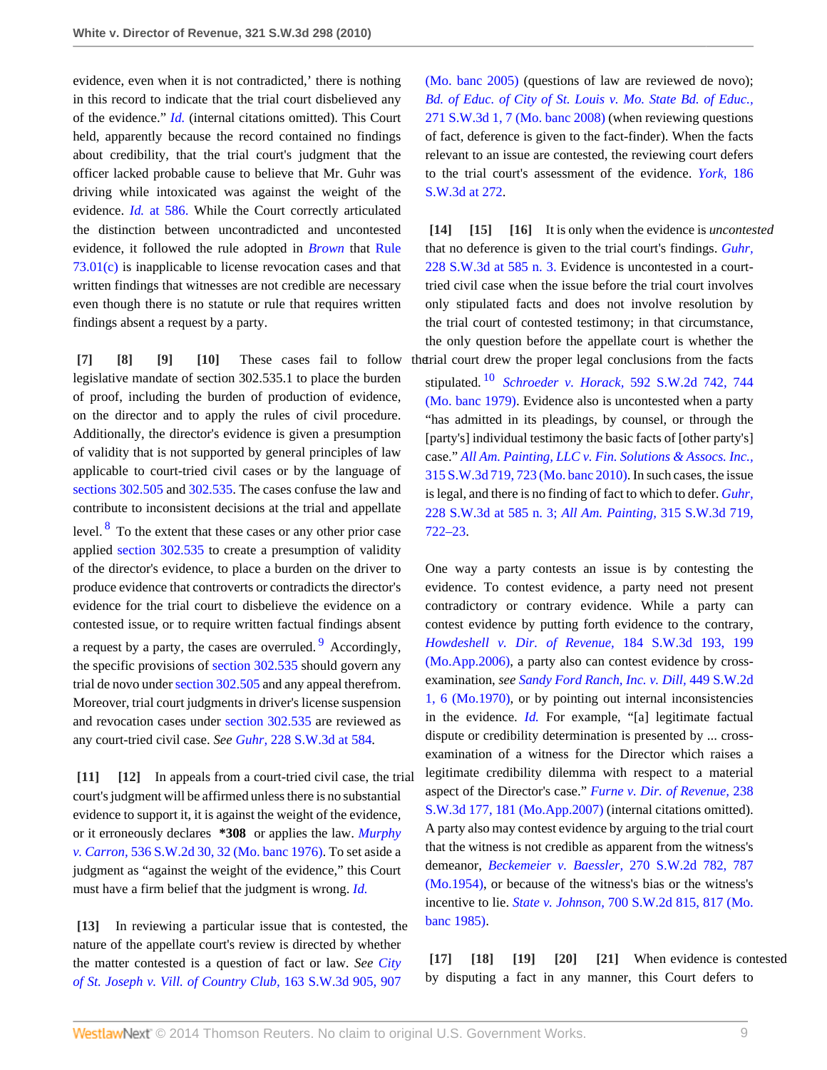evidence, even when it is not contradicted,' there is nothing in this record to indicate that the trial court disbelieved any of the evidence." *Id.* (internal citations omitted). This Court held, apparently because the record contained no findings about credibility, that the trial court's judgment that the officer lacked probable cause to believe that Mr. Guhr was driving while intoxicated was against the weight of the evidence. *Id.* at 586. While the Court correctly articulated the distinction between uncontradicted and uncontested evidence, it followed the rule adopted in *Brown* that Rule 73.01(c) is inapplicable to license revocation cases and that written findings that witnesses are not credible are necessary even though there is no statute or rule that requires written findings absent a request by a party.

**[7] [8] [9] [10]** These cases fail to follow the legislative mandate of section 302.535.1 to place the burden of proof, including the burden of production of evidence, on the director and to apply the rules of civil procedure. Additionally, the director's evidence is given a presumption of validity that is not supported by general principles of law applicable to court-tried civil cases or by the language of sections 302.505 and 302.535. The cases confuse the law and contribute to inconsistent decisions at the trial and appellate level. [8] To the extent that these cases or any other prior case applied section 302.535 to create a presumption of validity of the director's evidence, to place a burden on the driver to produce evidence that controverts or contradicts the director's evidence for the trial court to disbelieve the evidence on a contested issue, or to require written factual findings absent a request by a party, the cases are overruled. [9] Accordingly, the specific provisions of section 302.535 should govern any trial de novo under section 302.505 and any appeal therefrom. Moreover, trial court judgments in driver's license suspension and revocation cases under section 302.535 are reviewed as any court-tried civil case. *See Guhr,* 228 S.W.3d at 584.

**[11] [12]** In appeals from a court-tried civil case, the trial court's judgment will be affirmed unless there is no substantial evidence to support it, it is against the weight of the evidence, or it erroneously declares **\*308** or applies the law. *Murphy v. Carron,* 536 S.W.2d 30, 32 (Mo. banc 1976). To set aside a judgment as "against the weight of the evidence," this Court must have a firm belief that the judgment is wrong. *Id.*

**[13]** In reviewing a particular issue that is contested, the nature of the appellate court's review is directed by whether the matter contested is a question of fact or law. *See City of St. Joseph v. Vill. of Country Club,* 163 S.W.3d 905, 907 (Mo. banc 2005) (questions of law are reviewed de novo); *Bd. of Educ. of City of St. Louis v. Mo. State Bd. of Educ.,* 271 S.W.3d 1, 7 (Mo. banc 2008) (when reviewing questions of fact, deference is given to the fact-finder). When the facts relevant to an issue are contested, the reviewing court defers to the trial court's assessment of the evidence. *York,* 186 S.W.3d at 272.

**[14] [15] [16]** It is only when the evidence is *uncontested* that no deference is given to the trial court's findings. *Guhr,* 228 S.W.3d at 585 n. 3. Evidence is uncontested in a court-tried civil case when the issue before the trial court involves only stipulated facts and does not involve resolution by the trial court of contested testimony; in that circumstance, the only question before the appellate court is whether the trial court drew the proper legal conclusions from the facts stipulated. [10] *Schroeder v. Horack,* 592 S.W.2d 742, 744 (Mo. banc 1979). Evidence also is uncontested when a party "has admitted in its pleadings, by counsel, or through the [party's] individual testimony the basic facts of [other party's] case." *All Am. Painting, LLC v. Fin. Solutions & Assocs. Inc.,* 315 S.W.3d 719, 723 (Mo. banc 2010). In such cases, the issue is legal, and there is no finding of fact to which to defer. *Guhr,* 228 S.W.3d at 585 n. 3; *All Am. Painting,* 315 S.W.3d 719, 722–23.

One way a party contests an issue is by contesting the evidence. To contest evidence, a party need not present contradictory or contrary evidence. While a party can contest evidence by putting forth evidence to the contrary, *Howdeshell v. Dir. of Revenue,* 184 S.W.3d 193, 199 (Mo.App.2006), a party also can contest evidence by cross-examination, *see Sandy Ford Ranch, Inc. v. Dill,* 449 S.W.2d 1, 6 (Mo.1970), or by pointing out internal inconsistencies in the evidence. *Id.* For example, "[a] legitimate factual dispute or credibility determination is presented by ... cross-examination of a witness for the Director which raises a legitimate credibility dilemma with respect to a material aspect of the Director's case." *Furne v. Dir. of Revenue,* 238 S.W.3d 177, 181 (Mo.App.2007) (internal citations omitted). A party also may contest evidence by arguing to the trial court that the witness is not credible as apparent from the witness's demeanor, *Beckemeier v. Baessler,* 270 S.W.2d 782, 787 (Mo.1954), or because of the witness's bias or the witness's incentive to lie. *State v. Johnson,* 700 S.W.2d 815, 817 (Mo. banc 1985).

**[17] [18] [19] [20] [21]** When evidence is contested by disputing a fact in any manner, this Court defers to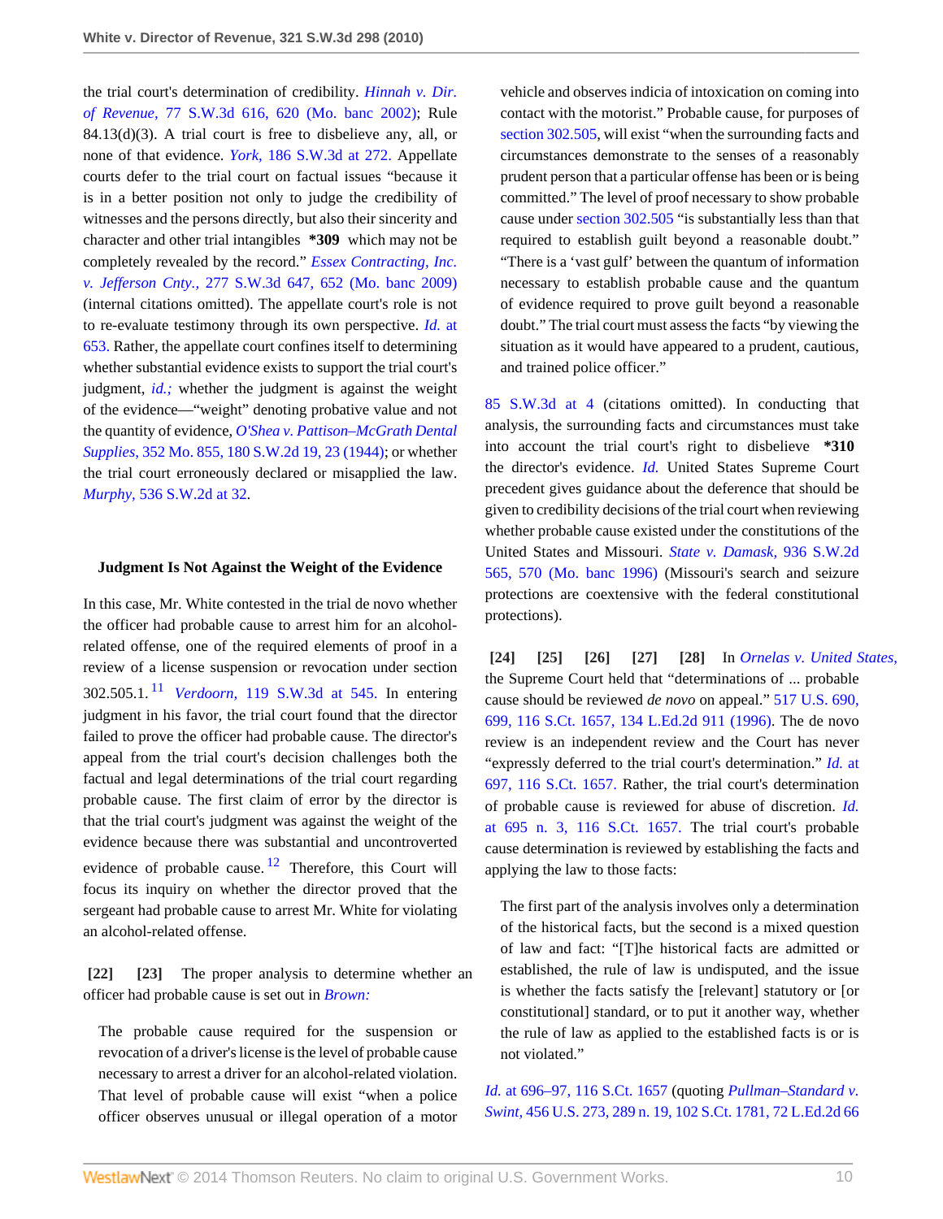the trial court's determination of credibility. *Hinnah v. Dir. of Revenue,* 77 S.W.3d 616, 620 (Mo. banc 2002); Rule 84.13(d)(3). A trial court is free to disbelieve any, all, or none of that evidence. *York,* 186 S.W.3d at 272. Appellate courts defer to the trial court on factual issues "because it is in a better position not only to judge the credibility of witnesses and the persons directly, but also their sincerity and character and other trial intangibles **\*309** which may not be completely revealed by the record." *Essex Contracting, Inc. v. Jefferson Cnty.,* 277 S.W.3d 647, 652 (Mo. banc 2009) (internal citations omitted). The appellate court's role is not to re-evaluate testimony through its own perspective. *Id.* at 653. Rather, the appellate court confines itself to determining whether substantial evidence exists to support the trial court's judgment, *id.;* whether the judgment is against the weight of the evidence—"weight" denoting probative value and not the quantity of evidence, *O'Shea v. Pattison–McGrath Dental Supplies,* 352 Mo. 855, 180 S.W.2d 19, 23 (1944); or whether the trial court erroneously declared or misapplied the law. *Murphy,* 536 S.W.2d at 32.

### Judgment Is Not Against the Weight of the Evidence

In this case, Mr. White contested in the trial de novo whether the officer had probable cause to arrest him for an alcohol-related offense, one of the required elements of proof in a review of a license suspension or revocation under section 302.505.1.[11] *Verdoorn,* 119 S.W.3d at 545. In entering judgment in his favor, the trial court found that the director failed to prove the officer had probable cause. The director's appeal from the trial court's decision challenges both the factual and legal determinations of the trial court regarding probable cause. The first claim of error by the director is that the trial court's judgment was against the weight of the evidence because there was substantial and uncontroverted evidence of probable cause.[12] Therefore, this Court will focus its inquiry on whether the director proved that the sergeant had probable cause to arrest Mr. White for violating an alcohol-related offense.

**[22] [23]** The proper analysis to determine whether an officer had probable cause is set out in *Brown:*

> The probable cause required for the suspension or revocation of a driver's license is the level of probable cause necessary to arrest a driver for an alcohol-related violation. That level of probable cause will exist "when a police officer observes unusual or illegal operation of a motor vehicle and observes indicia of intoxication on coming into contact with the motorist." Probable cause, for purposes of section 302.505, will exist "when the surrounding facts and circumstances demonstrate to the senses of a reasonably prudent person that a particular offense has been or is being committed." The level of proof necessary to show probable cause under section 302.505 "is substantially less than that required to establish guilt beyond a reasonable doubt." "There is a 'vast gulf' between the quantum of information necessary to establish probable cause and the quantum of evidence required to prove guilt beyond a reasonable doubt." The trial court must assess the facts "by viewing the situation as it would have appeared to a prudent, cautious, and trained police officer."

85 S.W.3d at 4 (citations omitted). In conducting that analysis, the surrounding facts and circumstances must take into account the trial court's right to disbelieve **\*310** the director's evidence. *Id.* United States Supreme Court precedent gives guidance about the deference that should be given to credibility decisions of the trial court when reviewing whether probable cause existed under the constitutions of the United States and Missouri. *State v. Damask,* 936 S.W.2d 565, 570 (Mo. banc 1996) (Missouri's search and seizure protections are coextensive with the federal constitutional protections).

**[24] [25] [26] [27] [28]** In *Ornelas v. United States,* the Supreme Court held that "determinations of ... probable cause should be reviewed *de novo* on appeal." 517 U.S. 690, 699, 116 S.Ct. 1657, 134 L.Ed.2d 911 (1996). The de novo review is an independent review and the Court has never "expressly deferred to the trial court's determination." *Id.* at 697, 116 S.Ct. 1657. Rather, the trial court's determination of probable cause is reviewed for abuse of discretion. *Id.* at 695 n. 3, 116 S.Ct. 1657. The trial court's probable cause determination is reviewed by establishing the facts and applying the law to those facts:

> The first part of the analysis involves only a determination of the historical facts, but the second is a mixed question of law and fact: "[T]he historical facts are admitted or established, the rule of law is undisputed, and the issue is whether the facts satisfy the [relevant] statutory or [or constitutional] standard, or to put it another way, whether the rule of law as applied to the established facts is or is not violated."

*Id.* at 696–97, 116 S.Ct. 1657 (quoting *Pullman–Standard v. Swint,* 456 U.S. 273, 289 n. 19, 102 S.Ct. 1781, 72 L.Ed.2d 66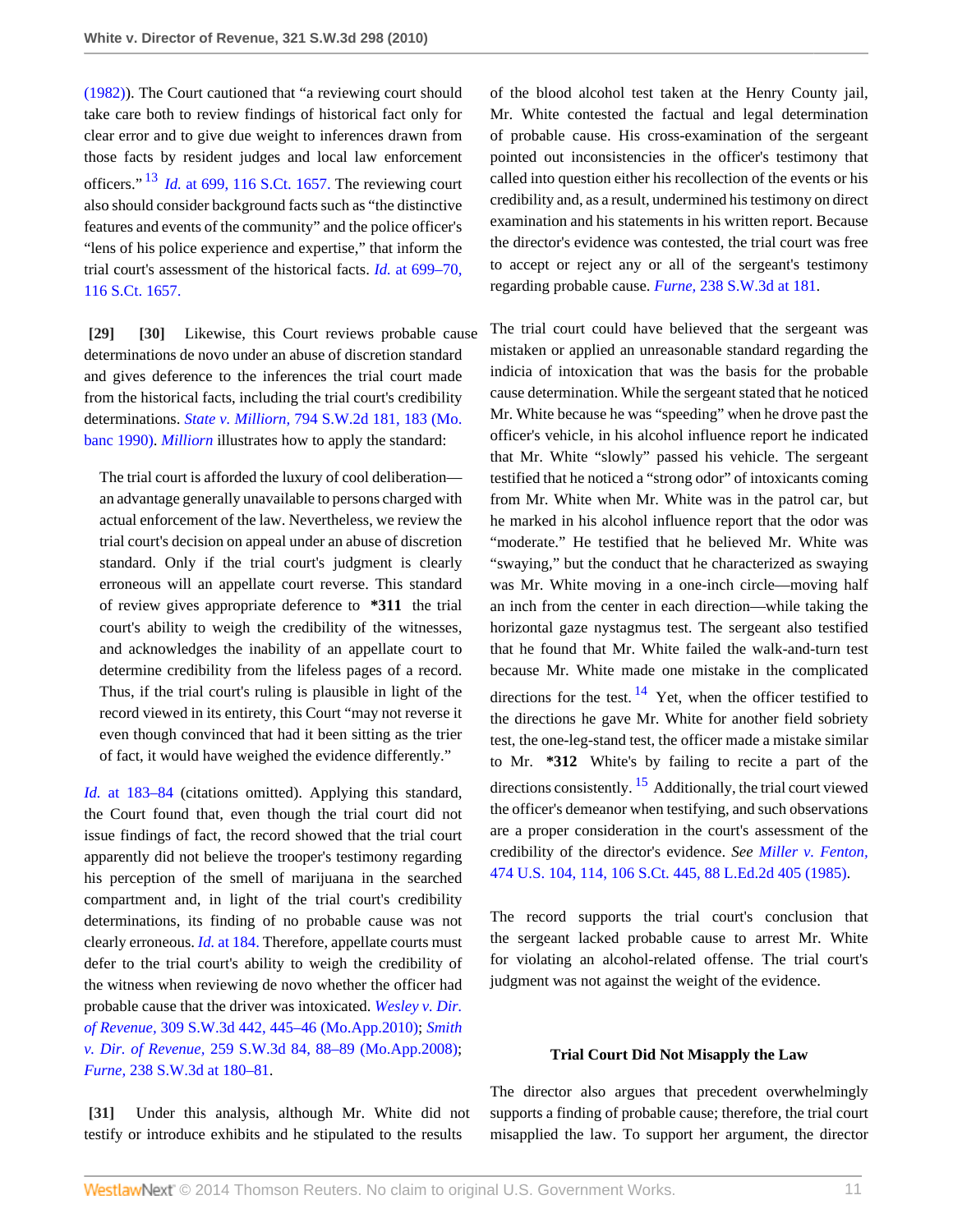(1982)). The Court cautioned that "a reviewing court should take care both to review findings of historical fact only for clear error and to give due weight to inferences drawn from those facts by resident judges and local law enforcement officers." [13] *Id.* at 699, 116 S.Ct. 1657. The reviewing court also should consider background facts such as "the distinctive features and events of the community" and the police officer's "lens of his police experience and expertise," that inform the trial court's assessment of the historical facts. *Id.* at 699–70, 116 S.Ct. 1657.

**[29] [30]** Likewise, this Court reviews probable cause determinations de novo under an abuse of discretion standard and gives deference to the inferences the trial court made from the historical facts, including the trial court's credibility determinations. *State v. Milliorn,* 794 S.W.2d 181, 183 (Mo. banc 1990). *Milliorn* illustrates how to apply the standard:

> The trial court is afforded the luxury of cool deliberation—an advantage generally unavailable to persons charged with actual enforcement of the law. Nevertheless, we review the trial court's decision on appeal under an abuse of discretion standard. Only if the trial court's judgment is clearly erroneous will an appellate court reverse. This standard of review gives appropriate deference to **\*311** the trial court's ability to weigh the credibility of the witnesses, and acknowledges the inability of an appellate court to determine credibility from the lifeless pages of a record. Thus, if the trial court's ruling is plausible in light of the record viewed in its entirety, this Court "may not reverse it even though convinced that had it been sitting as the trier of fact, it would have weighed the evidence differently."

*Id.* at 183–84 (citations omitted). Applying this standard, the Court found that, even though the trial court did not issue findings of fact, the record showed that the trial court apparently did not believe the trooper's testimony regarding his perception of the smell of marijuana in the searched compartment and, in light of the trial court's credibility determinations, its finding of no probable cause was not clearly erroneous. *Id.* at 184. Therefore, appellate courts must defer to the trial court's ability to weigh the credibility of the witness when reviewing de novo whether the officer had probable cause that the driver was intoxicated. *Wesley v. Dir. of Revenue,* 309 S.W.3d 442, 445–46 (Mo.App.2010); *Smith v. Dir. of Revenue,* 259 S.W.3d 84, 88–89 (Mo.App.2008); *Furne,* 238 S.W.3d at 180–81.

**[31]** Under this analysis, although Mr. White did not testify or introduce exhibits and he stipulated to the results of the blood alcohol test taken at the Henry County jail, Mr. White contested the factual and legal determination of probable cause. His cross-examination of the sergeant pointed out inconsistencies in the officer's testimony that called into question either his recollection of the events or his credibility and, as a result, undermined his testimony on direct examination and his statements in his written report. Because the director's evidence was contested, the trial court was free to accept or reject any or all of the sergeant's testimony regarding probable cause. *Furne,* 238 S.W.3d at 181.

The trial court could have believed that the sergeant was mistaken or applied an unreasonable standard regarding the indicia of intoxication that was the basis for the probable cause determination. While the sergeant stated that he noticed Mr. White because he was "speeding" when he drove past the officer's vehicle, in his alcohol influence report he indicated that Mr. White "slowly" passed his vehicle. The sergeant testified that he noticed a "strong odor" of intoxicants coming from Mr. White when Mr. White was in the patrol car, but he marked in his alcohol influence report that the odor was "moderate." He testified that he believed Mr. White was "swaying," but the conduct that he characterized as swaying was Mr. White moving in a one-inch circle—moving half an inch from the center in each direction—while taking the horizontal gaze nystagmus test. The sergeant also testified that he found that Mr. White failed the walk-and-turn test because Mr. White made one mistake in the complicated directions for the test. [14] Yet, when the officer testified to the directions he gave Mr. White for another field sobriety test, the one-leg-stand test, the officer made a mistake similar to Mr. **\*312** White's by failing to recite a part of the directions consistently. [15] Additionally, the trial court viewed the officer's demeanor when testifying, and such observations are a proper consideration in the court's assessment of the credibility of the director's evidence. *See Miller v. Fenton,* 474 U.S. 104, 114, 106 S.Ct. 445, 88 L.Ed.2d 405 (1985).

The record supports the trial court's conclusion that the sergeant lacked probable cause to arrest Mr. White for violating an alcohol-related offense. The trial court's judgment was not against the weight of the evidence.

### Trial Court Did Not Misapply the Law

The director also argues that precedent overwhelmingly supports a finding of probable cause; therefore, the trial court misapplied the law. To support her argument, the director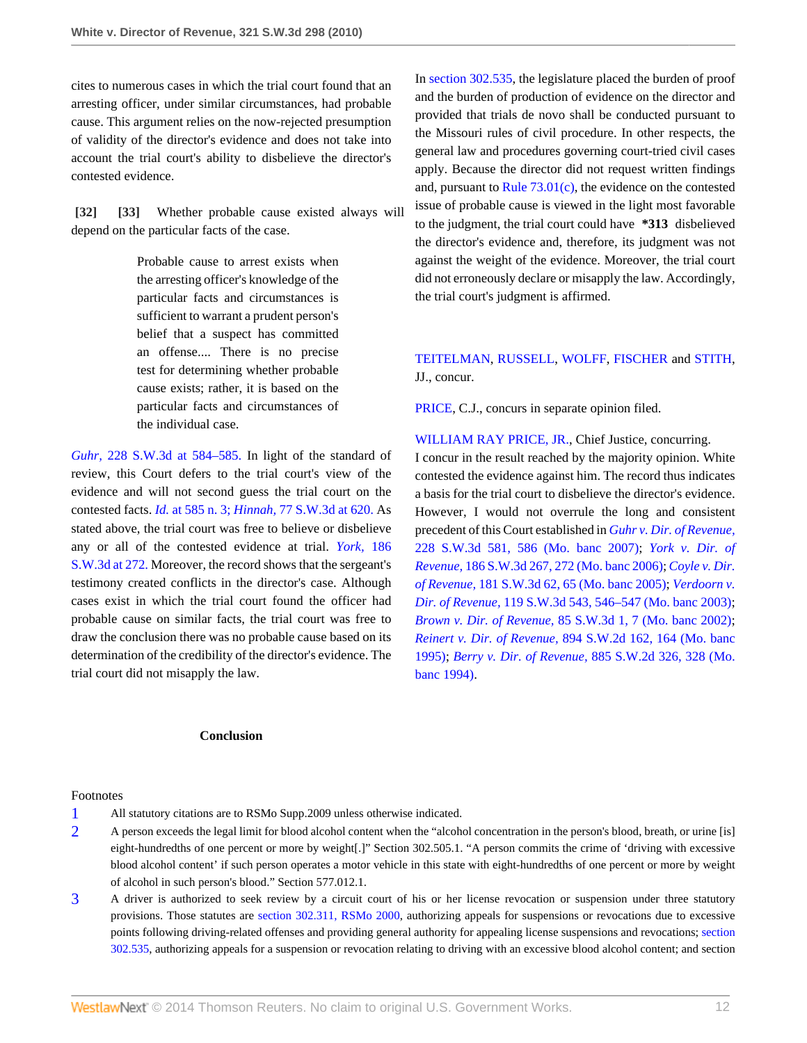cites to numerous cases in which the trial court found that an arresting officer, under similar circumstances, had probable cause. This argument relies on the now-rejected presumption of validity of the director's evidence and does not take into account the trial court's ability to disbelieve the director's contested evidence.

**[32] [33]** Whether probable cause existed always will depend on the particular facts of the case.

> Probable cause to arrest exists when the arresting officer's knowledge of the particular facts and circumstances is sufficient to warrant a prudent person's belief that a suspect has committed an offense.... There is no precise test for determining whether probable cause exists; rather, it is based on the particular facts and circumstances of the individual case.

*Guhr,* 228 S.W.3d at 584–585. In light of the standard of review, this Court defers to the trial court's view of the evidence and will not second guess the trial court on the contested facts. *Id.* at 585 n. 3; *Hinnah,* 77 S.W.3d at 620. As stated above, the trial court was free to believe or disbelieve any or all of the contested evidence at trial. *York,* 186 S.W.3d at 272. Moreover, the record shows that the sergeant's testimony created conflicts in the director's case. Although cases exist in which the trial court found the officer had probable cause on similar facts, the trial court was free to draw the conclusion there was no probable cause based on its determination of the credibility of the director's evidence. The trial court did not misapply the law.

### Conclusion

In section 302.535, the legislature placed the burden of proof and the burden of production of evidence on the director and provided that trials de novo shall be conducted pursuant to the Missouri rules of civil procedure. In other respects, the general law and procedures governing court-tried civil cases apply. Because the director did not request written findings and, pursuant to Rule 73.01(c), the evidence on the contested issue of probable cause is viewed in the light most favorable to the judgment, the trial court could have **\*313** disbelieved the director's evidence and, therefore, its judgment was not against the weight of the evidence. Moreover, the trial court did not erroneously declare or misapply the law. Accordingly, the trial court's judgment is affirmed.

TEITELMAN, RUSSELL, WOLFF, FISCHER and STITH, JJ., concur.

PRICE, C.J., concurs in separate opinion filed.

WILLIAM RAY PRICE, JR., Chief Justice, concurring.

I concur in the result reached by the majority opinion. White contested the evidence against him. The record thus indicates a basis for the trial court to disbelieve the director's evidence. However, I would not overrule the long and consistent precedent of this Court established in *Guhr v. Dir. of Revenue,* 228 S.W.3d 581, 586 (Mo. banc 2007); *York v. Dir. of Revenue,* 186 S.W.3d 267, 272 (Mo. banc 2006); *Coyle v. Dir. of Revenue,* 181 S.W.3d 62, 65 (Mo. banc 2005); *Verdoorn v. Dir. of Revenue,* 119 S.W.3d 543, 546–547 (Mo. banc 2003); *Brown v. Dir. of Revenue,* 85 S.W.3d 1, 7 (Mo. banc 2002); *Reinert v. Dir. of Revenue,* 894 S.W.2d 162, 164 (Mo. banc 1995); *Berry v. Dir. of Revenue,* 885 S.W.2d 326, 328 (Mo. banc 1994).

Footnotes

1 All statutory citations are to RSMo Supp.2009 unless otherwise indicated.

2 A person exceeds the legal limit for blood alcohol content when the "alcohol concentration in the person's blood, breath, or urine [is] eight-hundredths of one percent or more by weight[.]" Section 302.505.1. "A person commits the crime of 'driving with excessive blood alcohol content' if such person operates a motor vehicle in this state with eight-hundredths of one percent or more by weight of alcohol in such person's blood." Section 577.012.1.

3 A driver is authorized to seek review by a circuit court of his or her license revocation or suspension under three statutory provisions. Those statutes are section 302.311, RSMo 2000, authorizing appeals for suspensions or revocations due to excessive points following driving-related offenses and providing general authority for appealing license suspensions and revocations; section 302.535, authorizing appeals for a suspension or revocation relating to driving with an excessive blood alcohol content; and section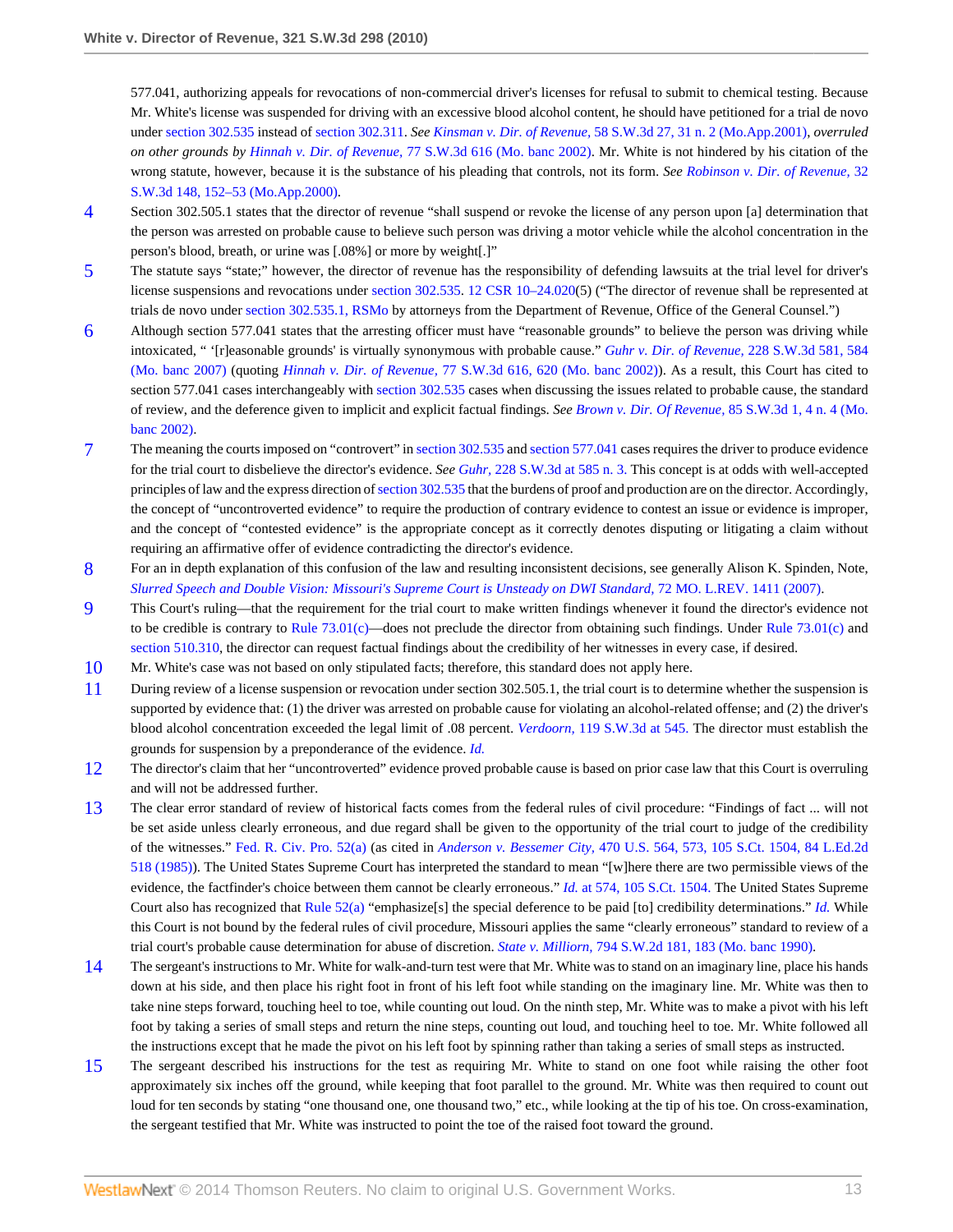577.041, authorizing appeals for revocations of non-commercial driver's licenses for refusal to submit to chemical testing. Because Mr. White's license was suspended for driving with an excessive blood alcohol content, he should have petitioned for a trial de novo under section 302.535 instead of section 302.311. *See Kinsman v. Dir. of Revenue,* 58 S.W.3d 27, 31 n. 2 (Mo.App.2001), *overruled on other grounds by Hinnah v. Dir. of Revenue,* 77 S.W.3d 616 (Mo. banc 2002). Mr. White is not hindered by his citation of the wrong statute, however, because it is the substance of his pleading that controls, not its form. *See Robinson v. Dir. of Revenue,* 32 S.W.3d 148, 152–53 (Mo.App.2000).

4 Section 302.505.1 states that the director of revenue "shall suspend or revoke the license of any person upon [a] determination that the person was arrested on probable cause to believe such person was driving a motor vehicle while the alcohol concentration in the person's blood, breath, or urine was [.08%] or more by weight[.]"

5 The statute says "state;" however, the director of revenue has the responsibility of defending lawsuits at the trial level for driver's license suspensions and revocations under section 302.535. 12 CSR 10–24.020(5) ("The director of revenue shall be represented at trials de novo under section 302.535.1, RSMo by attorneys from the Department of Revenue, Office of the General Counsel.")

6 Although section 577.041 states that the arresting officer must have "reasonable grounds" to believe the person was driving while intoxicated, " '[r]easonable grounds' is virtually synonymous with probable cause." *Guhr v. Dir. of Revenue,* 228 S.W.3d 581, 584 (Mo. banc 2007) (quoting *Hinnah v. Dir. of Revenue,* 77 S.W.3d 616, 620 (Mo. banc 2002)). As a result, this Court has cited to section 577.041 cases interchangeably with section 302.535 cases when discussing the issues related to probable cause, the standard of review, and the deference given to implicit and explicit factual findings. *See Brown v. Dir. Of Revenue,* 85 S.W.3d 1, 4 n. 4 (Mo. banc 2002).

7 The meaning the courts imposed on "controvert" in section 302.535 and section 577.041 cases requires the driver to produce evidence for the trial court to disbelieve the director's evidence. *See Guhr,* 228 S.W.3d at 585 n. 3. This concept is at odds with well-accepted principles of law and the express direction of section 302.535 that the burdens of proof and production are on the director. Accordingly, the concept of "uncontroverted evidence" to require the production of contrary evidence to contest an issue or evidence is improper, and the concept of "contested evidence" is the appropriate concept as it correctly denotes disputing or litigating a claim without requiring an affirmative offer of evidence contradicting the director's evidence.

8 For an in depth explanation of this confusion of the law and resulting inconsistent decisions, see generally Alison K. Spinden, Note, *Slurred Speech and Double Vision: Missouri's Supreme Court is Unsteady on DWI Standard,* 72 MO. L.REV. 1411 (2007).

9 This Court's ruling—that the requirement for the trial court to make written findings whenever it found the director's evidence not to be credible is contrary to Rule 73.01(c)—does not preclude the director from obtaining such findings. Under Rule 73.01(c) and section 510.310, the director can request factual findings about the credibility of her witnesses in every case, if desired.

10 Mr. White's case was not based on only stipulated facts; therefore, this standard does not apply here.

11 During review of a license suspension or revocation under section 302.505.1, the trial court is to determine whether the suspension is supported by evidence that: (1) the driver was arrested on probable cause for violating an alcohol-related offense; and (2) the driver's blood alcohol concentration exceeded the legal limit of .08 percent. *Verdoorn,* 119 S.W.3d at 545. The director must establish the grounds for suspension by a preponderance of the evidence. *Id.*

12 The director's claim that her "uncontroverted" evidence proved probable cause is based on prior case law that this Court is overruling and will not be addressed further.

13 The clear error standard of review of historical facts comes from the federal rules of civil procedure: "Findings of fact ... will not be set aside unless clearly erroneous, and due regard shall be given to the opportunity of the trial court to judge of the credibility of the witnesses." Fed. R. Civ. Pro. 52(a) (as cited in *Anderson v. Bessemer City,* 470 U.S. 564, 573, 105 S.Ct. 1504, 84 L.Ed.2d 518 (1985)). The United States Supreme Court has interpreted the standard to mean "[w]here there are two permissible views of the evidence, the factfinder's choice between them cannot be clearly erroneous." *Id.* at 574, 105 S.Ct. 1504. The United States Supreme Court also has recognized that Rule 52(a) "emphasize[s] the special deference to be paid [to] credibility determinations." *Id.* While this Court is not bound by the federal rules of civil procedure, Missouri applies the same "clearly erroneous" standard to review of a trial court's probable cause determination for abuse of discretion. *State v. Milliron,* 794 S.W.2d 181, 183 (Mo. banc 1990).

14 The sergeant's instructions to Mr. White for walk-and-turn test were that Mr. White was to stand on an imaginary line, place his hands down at his side, and then place his right foot in front of his left foot while standing on the imaginary line. Mr. White was then to take nine steps forward, touching heel to toe, while counting out loud. On the ninth step, Mr. White was to make a pivot with his left foot by taking a series of small steps and return the nine steps, counting out loud, and touching heel to toe. Mr. White followed all the instructions except that he made the pivot on his left foot by spinning rather than taking a series of small steps as instructed.

15 The sergeant described his instructions for the test as requiring Mr. White to stand on one foot while raising the other foot approximately six inches off the ground, while keeping that foot parallel to the ground. Mr. White was then required to count out loud for ten seconds by stating "one thousand one, one thousand two," etc., while looking at the tip of his toe. On cross-examination, the sergeant testified that Mr. White was instructed to point the toe of the raised foot toward the ground.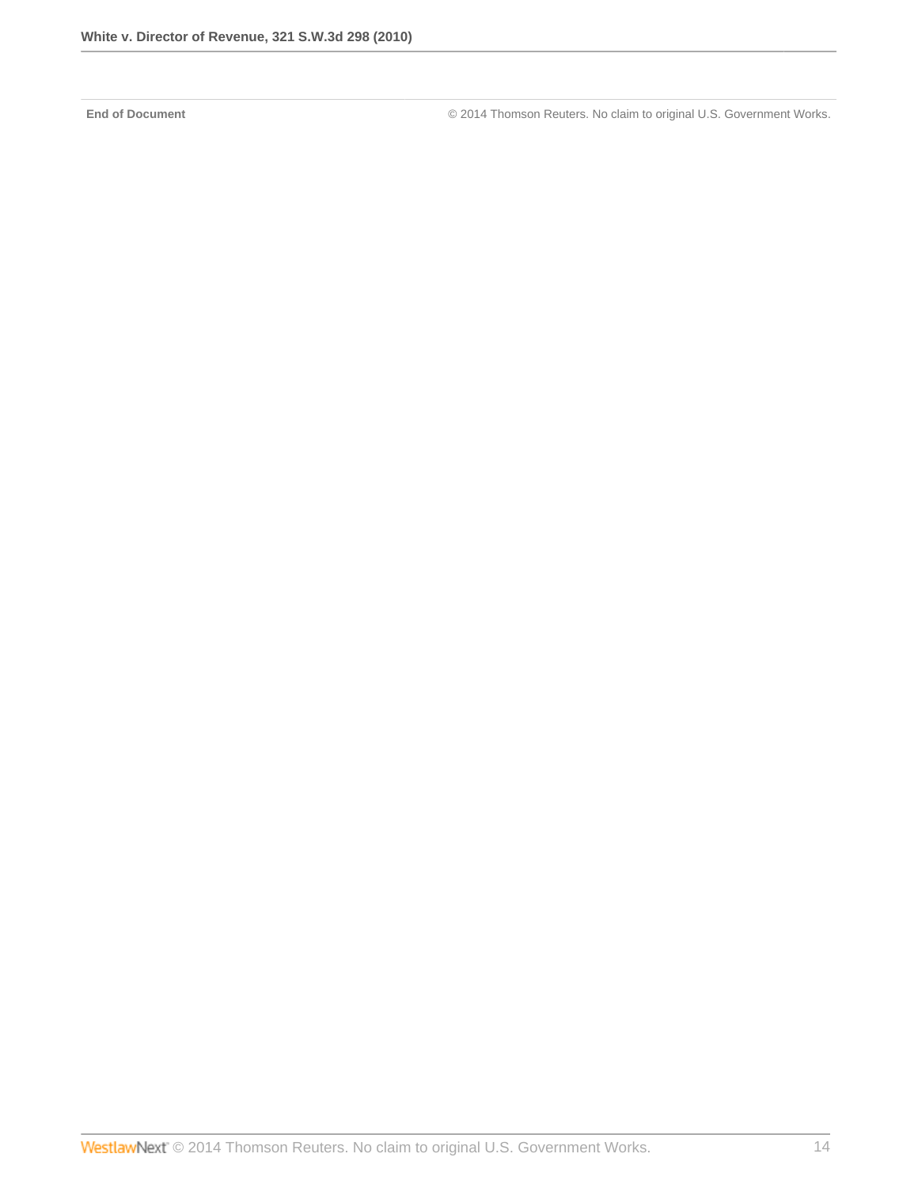**End of Document**

© 2014 Thomson Reuters. No claim to original U.S. Government Works.